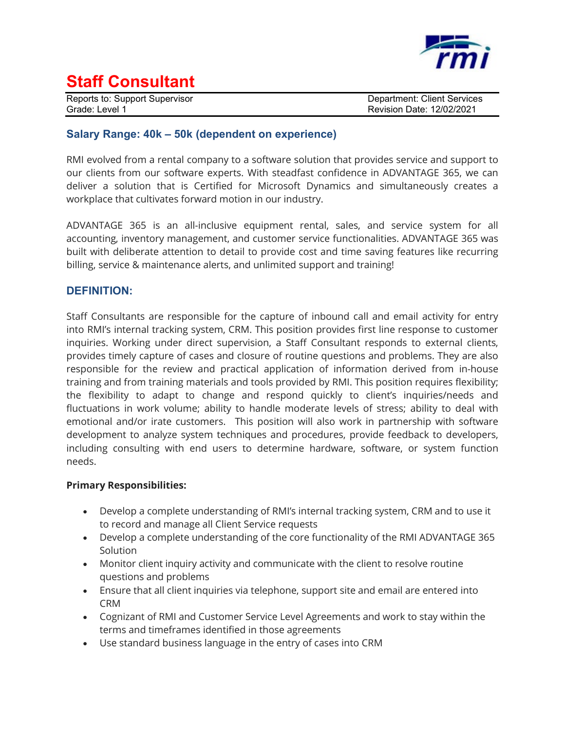# Staff Consultant

| Reports to: Support Supervisor | Department: Client Services |
|---|---|
| Grade: Level 1 | Revision Date: 12/02/2021 |

### Salary Range: 40k – 50k (dependent on experience)

RMI evolved from a rental company to a software solution that provides service and support to our clients from our software experts. With steadfast confidence in ADVANTAGE 365, we can deliver a solution that is Certified for Microsoft Dynamics and simultaneously creates a workplace that cultivates forward motion in our industry.

ADVANTAGE 365 is an all-inclusive equipment rental, sales, and service system for all accounting, inventory management, and customer service functionalities. ADVANTAGE 365 was built with deliberate attention to detail to provide cost and time saving features like recurring billing, service & maintenance alerts, and unlimited support and training!

### DEFINITION:

Staff Consultants are responsible for the capture of inbound call and email activity for entry into RMI's internal tracking system, CRM. This position provides first line response to customer inquiries. Working under direct supervision, a Staff Consultant responds to external clients, provides timely capture of cases and closure of routine questions and problems. They are also responsible for the review and practical application of information derived from in-house training and from training materials and tools provided by RMI. This position requires flexibility; the flexibility to adapt to change and respond quickly to client's inquiries/needs and fluctuations in work volume; ability to handle moderate levels of stress; ability to deal with emotional and/or irate customers. This position will also work in partnership with software development to analyze system techniques and procedures, provide feedback to developers, including consulting with end users to determine hardware, software, or system function needs.

**Primary Responsibilities:**

- Develop a complete understanding of RMI's internal tracking system, CRM and to use it to record and manage all Client Service requests
- Develop a complete understanding of the core functionality of the RMI ADVANTAGE 365 Solution
- Monitor client inquiry activity and communicate with the client to resolve routine questions and problems
- Ensure that all client inquiries via telephone, support site and email are entered into CRM
- Cognizant of RMI and Customer Service Level Agreements and work to stay within the terms and timeframes identified in those agreements
- Use standard business language in the entry of cases into CRM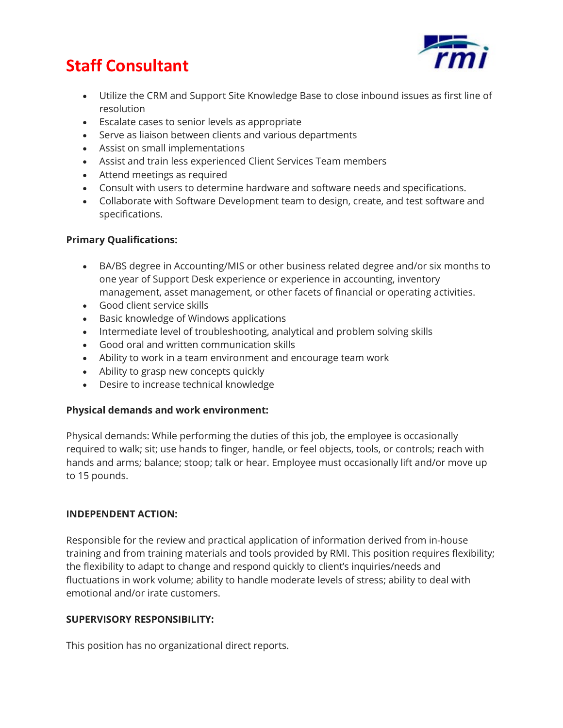# Staff Consultant

- Utilize the CRM and Support Site Knowledge Base to close inbound issues as first line of resolution
- Escalate cases to senior levels as appropriate
- Serve as liaison between clients and various departments
- Assist on small implementations
- Assist and train less experienced Client Services Team members
- Attend meetings as required
- Consult with users to determine hardware and software needs and specifications.
- Collaborate with Software Development team to design, create, and test software and specifications.

**Primary Qualifications:**

- BA/BS degree in Accounting/MIS or other business related degree and/or six months to one year of Support Desk experience or experience in accounting, inventory management, asset management, or other facets of financial or operating activities.
- Good client service skills
- Basic knowledge of Windows applications
- Intermediate level of troubleshooting, analytical and problem solving skills
- Good oral and written communication skills
- Ability to work in a team environment and encourage team work
- Ability to grasp new concepts quickly
- Desire to increase technical knowledge

**Physical demands and work environment:**

Physical demands: While performing the duties of this job, the employee is occasionally required to walk; sit; use hands to finger, handle, or feel objects, tools, or controls; reach with hands and arms; balance; stoop; talk or hear. Employee must occasionally lift and/or move up to 15 pounds.

**INDEPENDENT ACTION:**

Responsible for the review and practical application of information derived from in-house training and from training materials and tools provided by RMI. This position requires flexibility; the flexibility to adapt to change and respond quickly to client's inquiries/needs and fluctuations in work volume; ability to handle moderate levels of stress; ability to deal with emotional and/or irate customers.

**SUPERVISORY RESPONSIBILITY:**

This position has no organizational direct reports.